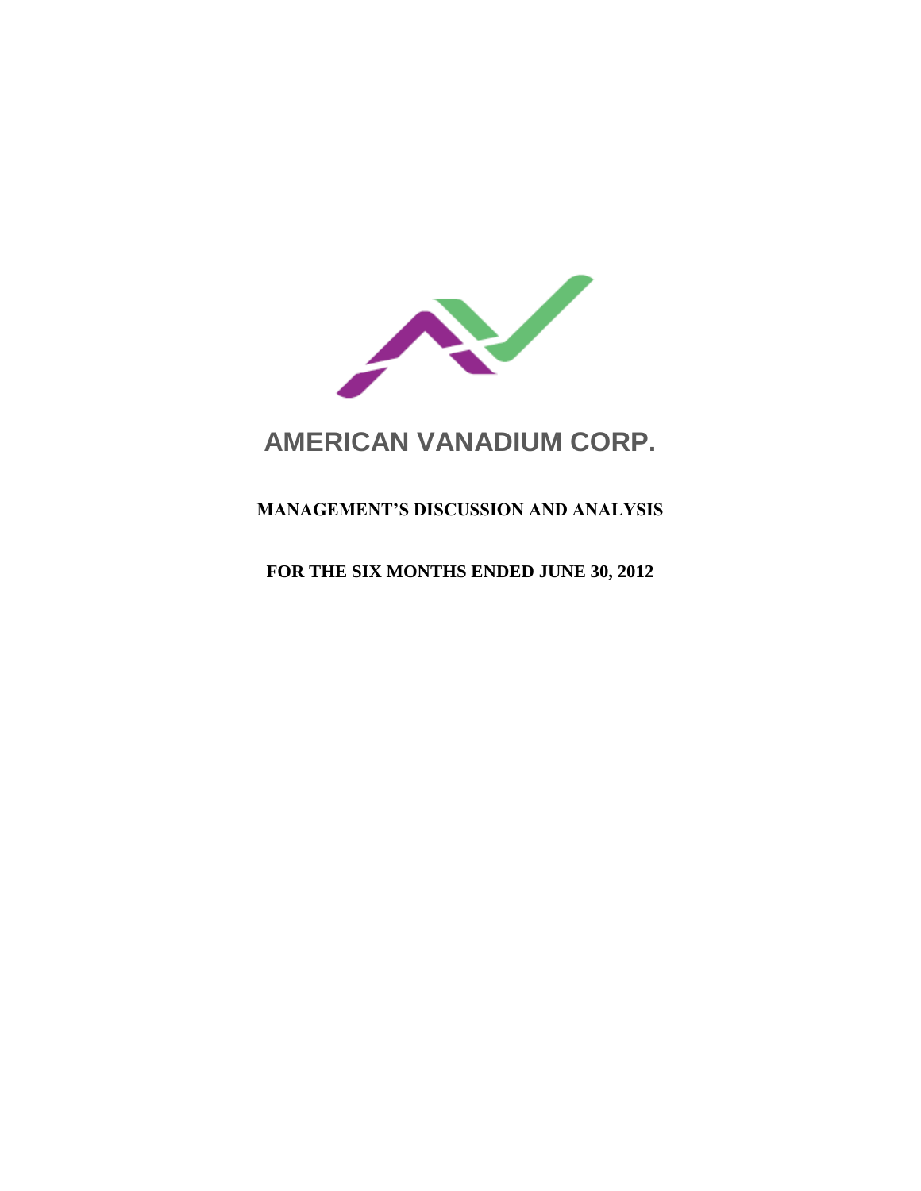# AMERICAN VANADIUM CORP.

## MANAGEMENT'S DISCUSSION AND ANALYSIS

## FOR THE SIX MONTHS ENDED JUNE 30, 2012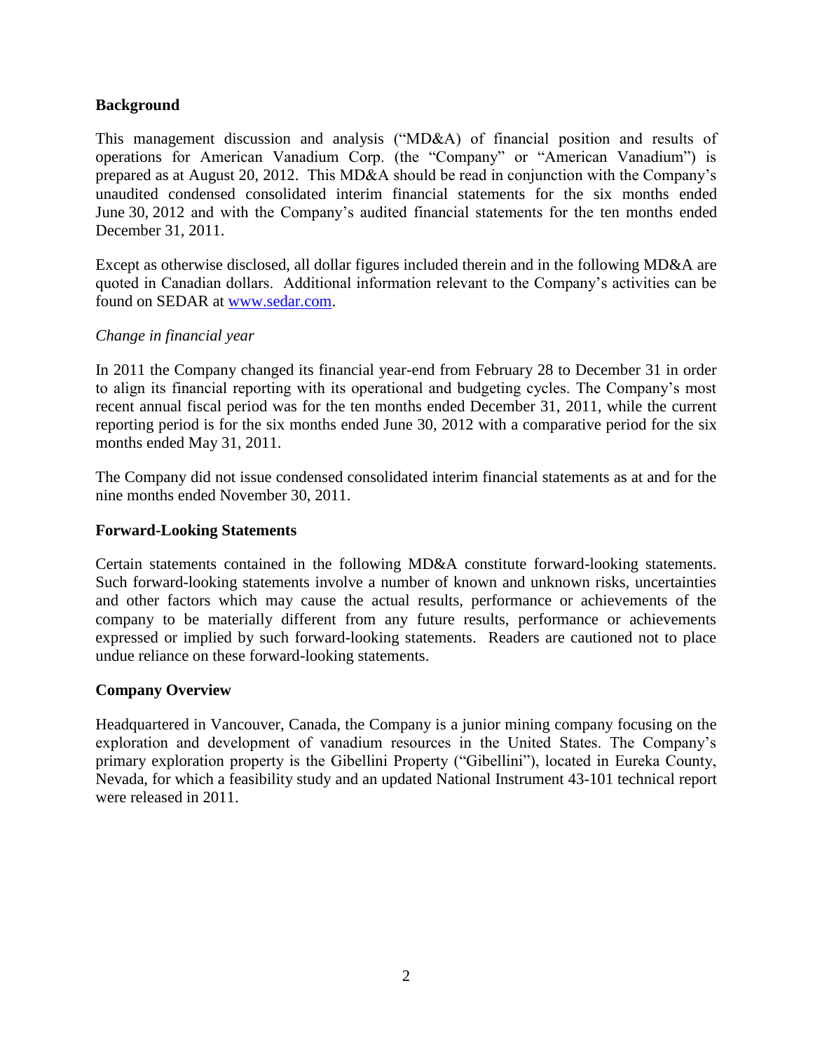## Background

This management discussion and analysis ("MD&A) of financial position and results of operations for American Vanadium Corp. (the "Company" or "American Vanadium") is prepared as at August 20, 2012. This MD&A should be read in conjunction with the Company's unaudited condensed consolidated interim financial statements for the six months ended June 30, 2012 and with the Company's audited financial statements for the ten months ended December 31, 2011.

Except as otherwise disclosed, all dollar figures included therein and in the following MD&A are quoted in Canadian dollars. Additional information relevant to the Company's activities can be found on SEDAR at www.sedar.com.

*Change in financial year*

In 2011 the Company changed its financial year-end from February 28 to December 31 in order to align its financial reporting with its operational and budgeting cycles. The Company's most recent annual fiscal period was for the ten months ended December 31, 2011, while the current reporting period is for the six months ended June 30, 2012 with a comparative period for the six months ended May 31, 2011.

The Company did not issue condensed consolidated interim financial statements as at and for the nine months ended November 30, 2011.

## Forward-Looking Statements

Certain statements contained in the following MD&A constitute forward-looking statements. Such forward-looking statements involve a number of known and unknown risks, uncertainties and other factors which may cause the actual results, performance or achievements of the company to be materially different from any future results, performance or achievements expressed or implied by such forward-looking statements. Readers are cautioned not to place undue reliance on these forward-looking statements.

## Company Overview

Headquartered in Vancouver, Canada, the Company is a junior mining company focusing on the exploration and development of vanadium resources in the United States. The Company's primary exploration property is the Gibellini Property ("Gibellini"), located in Eureka County, Nevada, for which a feasibility study and an updated National Instrument 43-101 technical report were released in 2011.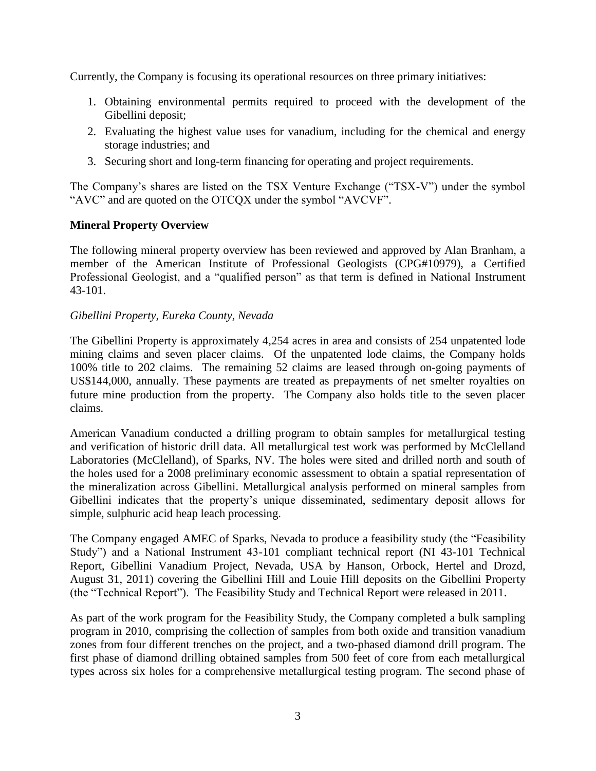Currently, the Company is focusing its operational resources on three primary initiatives:

1. Obtaining environmental permits required to proceed with the development of the Gibellini deposit;
2. Evaluating the highest value uses for vanadium, including for the chemical and energy storage industries; and
3. Securing short and long-term financing for operating and project requirements.

The Company's shares are listed on the TSX Venture Exchange ("TSX-V") under the symbol "AVC" and are quoted on the OTCQX under the symbol "AVCVF".

**Mineral Property Overview**

The following mineral property overview has been reviewed and approved by Alan Branham, a member of the American Institute of Professional Geologists (CPG#10979), a Certified Professional Geologist, and a "qualified person" as that term is defined in National Instrument 43-101.

*Gibellini Property, Eureka County, Nevada*

The Gibellini Property is approximately 4,254 acres in area and consists of 254 unpatented lode mining claims and seven placer claims. Of the unpatented lode claims, the Company holds 100% title to 202 claims. The remaining 52 claims are leased through on-going payments of US$144,000, annually. These payments are treated as prepayments of net smelter royalties on future mine production from the property. The Company also holds title to the seven placer claims.

American Vanadium conducted a drilling program to obtain samples for metallurgical testing and verification of historic drill data. All metallurgical test work was performed by McClelland Laboratories (McClelland), of Sparks, NV. The holes were sited and drilled north and south of the holes used for a 2008 preliminary economic assessment to obtain a spatial representation of the mineralization across Gibellini. Metallurgical analysis performed on mineral samples from Gibellini indicates that the property's unique disseminated, sedimentary deposit allows for simple, sulphuric acid heap leach processing.

The Company engaged AMEC of Sparks, Nevada to produce a feasibility study (the "Feasibility Study") and a National Instrument 43-101 compliant technical report (NI 43-101 Technical Report, Gibellini Vanadium Project, Nevada, USA by Hanson, Orbock, Hertel and Drozd, August 31, 2011) covering the Gibellini Hill and Louie Hill deposits on the Gibellini Property (the "Technical Report"). The Feasibility Study and Technical Report were released in 2011.

As part of the work program for the Feasibility Study, the Company completed a bulk sampling program in 2010, comprising the collection of samples from both oxide and transition vanadium zones from four different trenches on the project, and a two-phased diamond drill program. The first phase of diamond drilling obtained samples from 500 feet of core from each metallurgical types across six holes for a comprehensive metallurgical testing program. The second phase of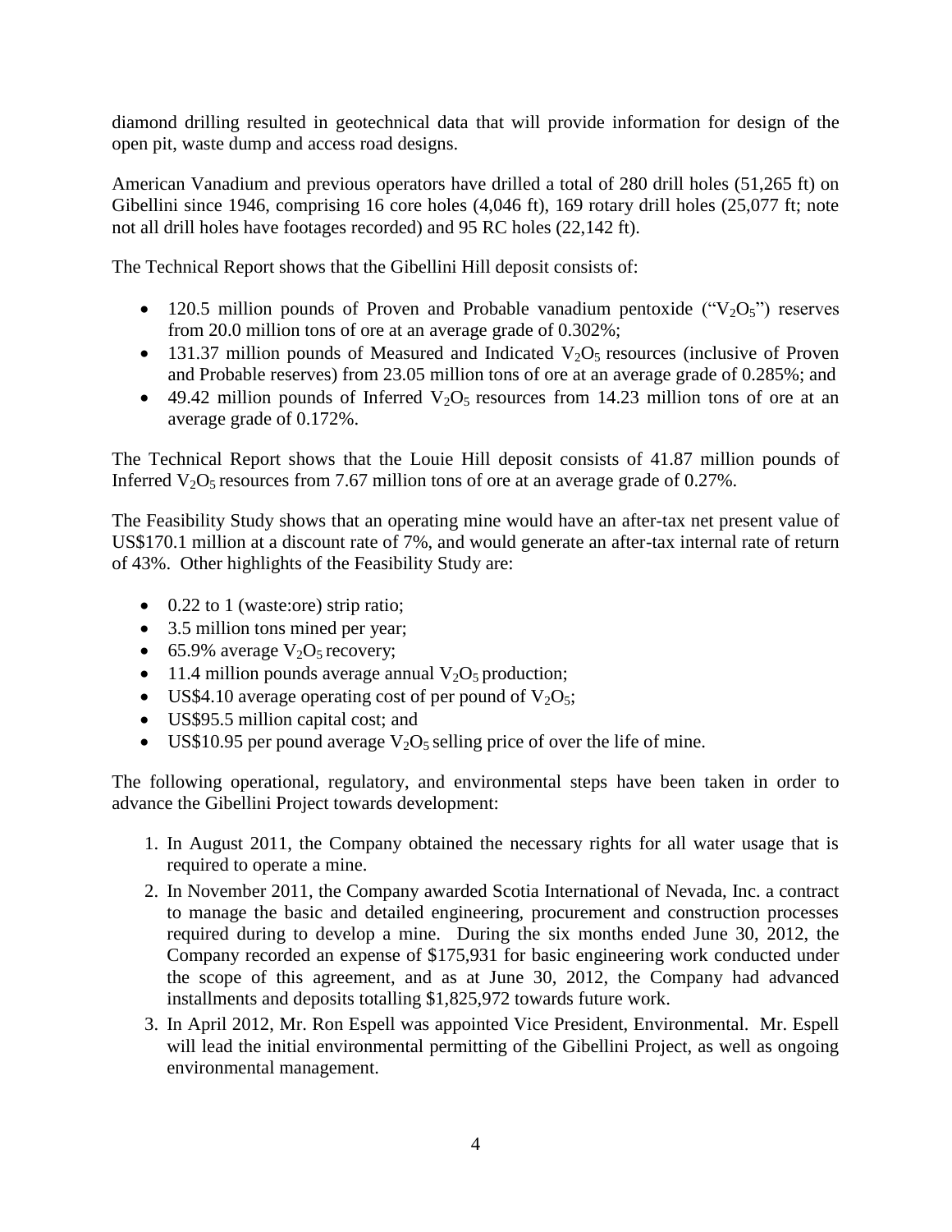diamond drilling resulted in geotechnical data that will provide information for design of the open pit, waste dump and access road designs.

American Vanadium and previous operators have drilled a total of 280 drill holes (51,265 ft) on Gibellini since 1946, comprising 16 core holes (4,046 ft), 169 rotary drill holes (25,077 ft; note not all drill holes have footages recorded) and 95 RC holes (22,142 ft).

The Technical Report shows that the Gibellini Hill deposit consists of:

- 120.5 million pounds of Proven and Probable vanadium pentoxide ("$V_2O_5$") reserves from 20.0 million tons of ore at an average grade of 0.302%;
- 131.37 million pounds of Measured and Indicated $V_2O_5$ resources (inclusive of Proven and Probable reserves) from 23.05 million tons of ore at an average grade of 0.285%; and
- 49.42 million pounds of Inferred $V_2O_5$ resources from 14.23 million tons of ore at an average grade of 0.172%.

The Technical Report shows that the Louie Hill deposit consists of 41.87 million pounds of Inferred $V_2O_5$ resources from 7.67 million tons of ore at an average grade of 0.27%.

The Feasibility Study shows that an operating mine would have an after-tax net present value of US$170.1 million at a discount rate of 7%, and would generate an after-tax internal rate of return of 43%. Other highlights of the Feasibility Study are:

- 0.22 to 1 (waste:ore) strip ratio;
- 3.5 million tons mined per year;
- 65.9% average $V_2O_5$ recovery;
- 11.4 million pounds average annual $V_2O_5$ production;
- US$4.10 average operating cost of per pound of $V_2O_5$;
- US$95.5 million capital cost; and
- US$10.95 per pound average $V_2O_5$ selling price of over the life of mine.

The following operational, regulatory, and environmental steps have been taken in order to advance the Gibellini Project towards development:

1. In August 2011, the Company obtained the necessary rights for all water usage that is required to operate a mine.
2. In November 2011, the Company awarded Scotia International of Nevada, Inc. a contract to manage the basic and detailed engineering, procurement and construction processes required during to develop a mine. During the six months ended June 30, 2012, the Company recorded an expense of $175,931 for basic engineering work conducted under the scope of this agreement, and as at June 30, 2012, the Company had advanced installments and deposits totalling $1,825,972 towards future work.
3. In April 2012, Mr. Ron Espell was appointed Vice President, Environmental. Mr. Espell will lead the initial environmental permitting of the Gibellini Project, as well as ongoing environmental management.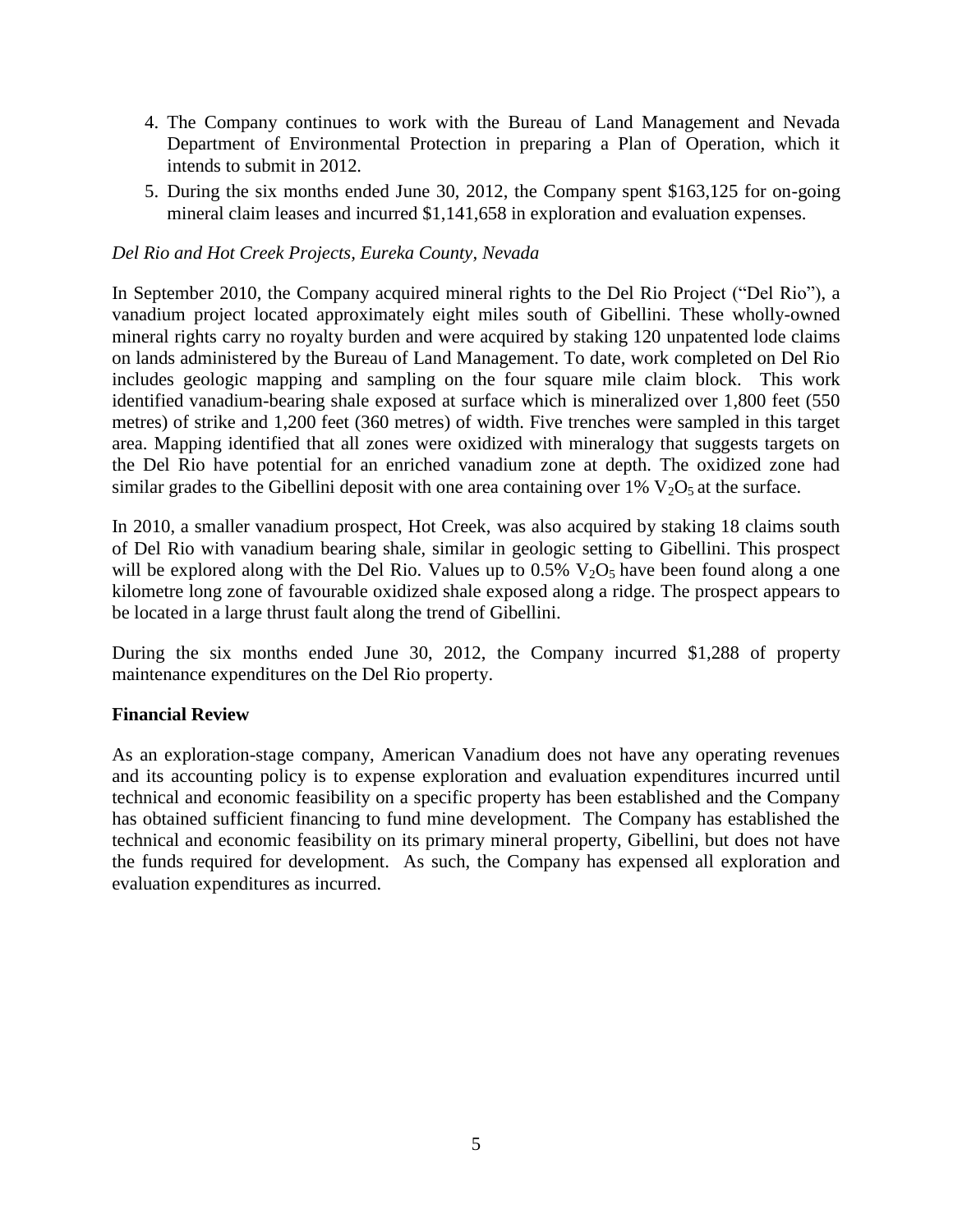4. The Company continues to work with the Bureau of Land Management and Nevada Department of Environmental Protection in preparing a Plan of Operation, which it intends to submit in 2012.
5. During the six months ended June 30, 2012, the Company spent $163,125 for on-going mineral claim leases and incurred $1,141,658 in exploration and evaluation expenses.

*Del Rio and Hot Creek Projects, Eureka County, Nevada*

In September 2010, the Company acquired mineral rights to the Del Rio Project ("Del Rio"), a vanadium project located approximately eight miles south of Gibellini. These wholly-owned mineral rights carry no royalty burden and were acquired by staking 120 unpatented lode claims on lands administered by the Bureau of Land Management. To date, work completed on Del Rio includes geologic mapping and sampling on the four square mile claim block. This work identified vanadium-bearing shale exposed at surface which is mineralized over 1,800 feet (550 metres) of strike and 1,200 feet (360 metres) of width. Five trenches were sampled in this target area. Mapping identified that all zones were oxidized with mineralogy that suggests targets on the Del Rio have potential for an enriched vanadium zone at depth. The oxidized zone had similar grades to the Gibellini deposit with one area containing over 1% $V_2O_5$ at the surface.

In 2010, a smaller vanadium prospect, Hot Creek, was also acquired by staking 18 claims south of Del Rio with vanadium bearing shale, similar in geologic setting to Gibellini. This prospect will be explored along with the Del Rio. Values up to 0.5% $V_2O_5$ have been found along a one kilometre long zone of favourable oxidized shale exposed along a ridge. The prospect appears to be located in a large thrust fault along the trend of Gibellini.

During the six months ended June 30, 2012, the Company incurred $1,288 of property maintenance expenditures on the Del Rio property.

## Financial Review

As an exploration-stage company, American Vanadium does not have any operating revenues and its accounting policy is to expense exploration and evaluation expenditures incurred until technical and economic feasibility on a specific property has been established and the Company has obtained sufficient financing to fund mine development. The Company has established the technical and economic feasibility on its primary mineral property, Gibellini, but does not have the funds required for development. As such, the Company has expensed all exploration and evaluation expenditures as incurred.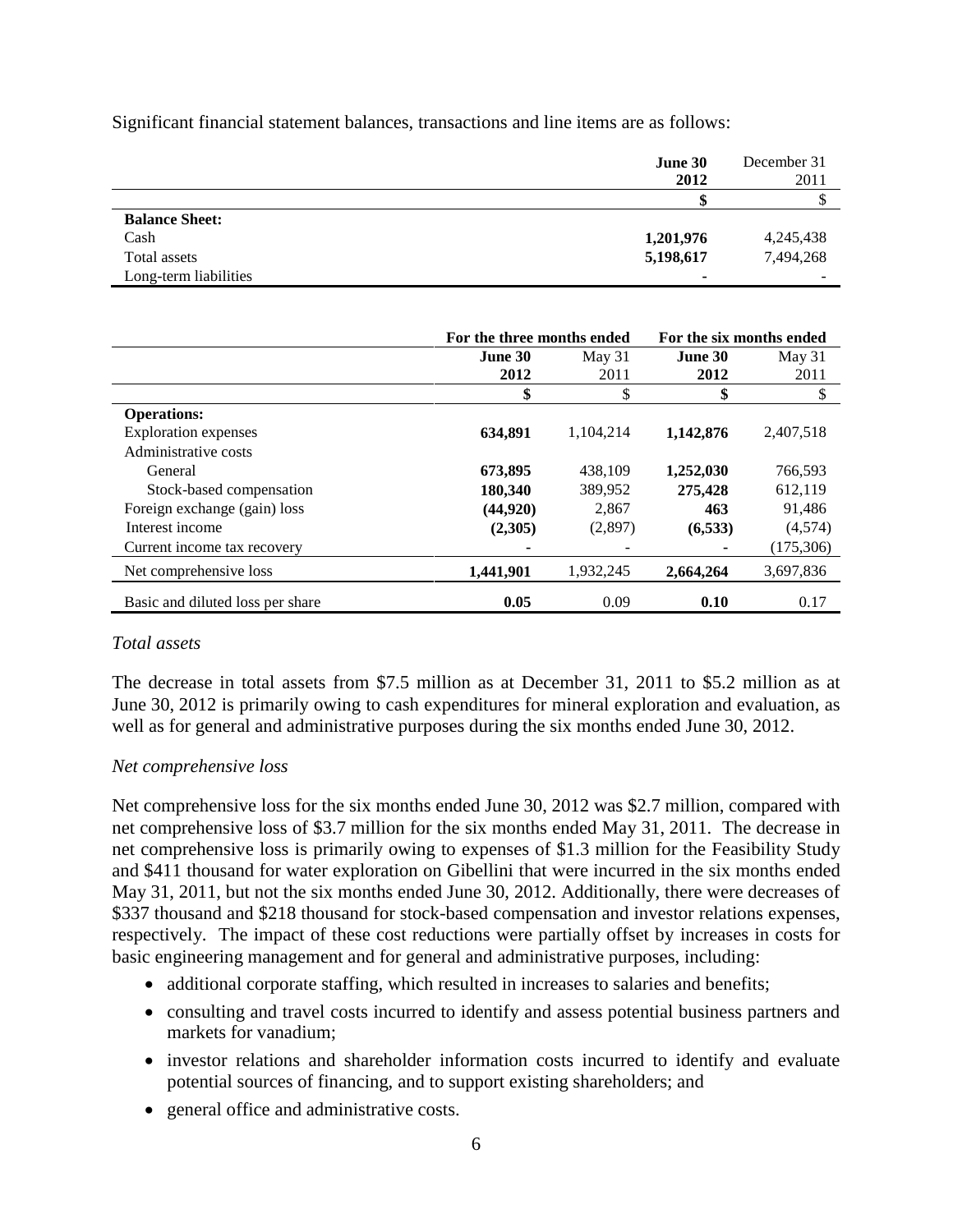Significant financial statement balances, transactions and line items are as follows:

| | June 30 2012 | December 31 2011 |
|---|---|---|
| | **$** | $ |
| **Balance Sheet:** | | |
| Cash | **1,201,976** | 4,245,438 |
| Total assets | **5,198,617** | 7,494,268 |
| Long-term liabilities | **-** | - |

| | For the three months ended | | For the six months ended | |
|---|---|---|---|---|
| | **June 30 2012** | May 31 2011 | **June 30 2012** | May 31 2011 |
| | **$** | $ | **$** | $ |
| **Operations:** | | | | |
| Exploration expenses | **634,891** | 1,104,214 | **1,142,876** | 2,407,518 |
| Administrative costs | | | | |
| General | **673,895** | 438,109 | **1,252,030** | 766,593 |
| Stock-based compensation | **180,340** | 389,952 | **275,428** | 612,119 |
| Foreign exchange (gain) loss | **(44,920)** | 2,867 | **463** | 91,486 |
| Interest income | **(2,305)** | (2,897) | **(6,533)** | (4,574) |
| Current income tax recovery | **-** | - | **-** | (175,306) |
| Net comprehensive loss | **1,441,901** | 1,932,245 | **2,664,264** | 3,697,836 |
| Basic and diluted loss per share | **0.05** | 0.09 | **0.10** | 0.17 |

*Total assets*

The decrease in total assets from $7.5 million as at December 31, 2011 to $5.2 million as at June 30, 2012 is primarily owing to cash expenditures for mineral exploration and evaluation, as well as for general and administrative purposes during the six months ended June 30, 2012.

*Net comprehensive loss*

Net comprehensive loss for the six months ended June 30, 2012 was $2.7 million, compared with net comprehensive loss of $3.7 million for the six months ended May 31, 2011. The decrease in net comprehensive loss is primarily owing to expenses of $1.3 million for the Feasibility Study and $411 thousand for water exploration on Gibellini that were incurred in the six months ended May 31, 2011, but not the six months ended June 30, 2012. Additionally, there were decreases of $337 thousand and $218 thousand for stock-based compensation and investor relations expenses, respectively. The impact of these cost reductions were partially offset by increases in costs for basic engineering management and for general and administrative purposes, including:

- additional corporate staffing, which resulted in increases to salaries and benefits;
- consulting and travel costs incurred to identify and assess potential business partners and markets for vanadium;
- investor relations and shareholder information costs incurred to identify and evaluate potential sources of financing, and to support existing shareholders; and
- general office and administrative costs.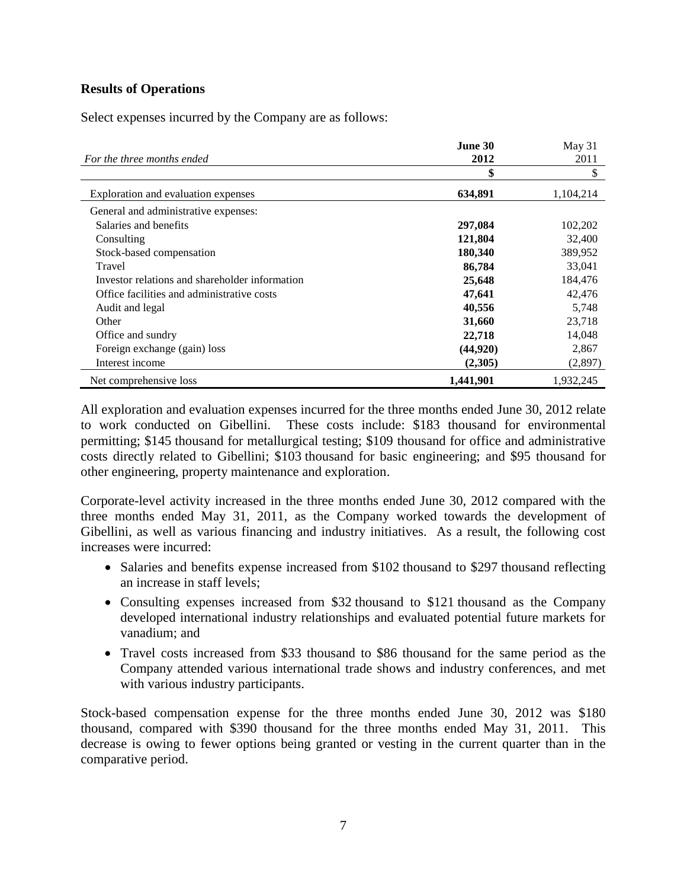## Results of Operations

Select expenses incurred by the Company are as follows:

| *For the three months ended* | **June 30 2012** | May 31 2011 |
|---|---|---|
| | **$** | $ |
| Exploration and evaluation expenses | **634,891** | 1,104,214 |
| General and administrative expenses: | | |
| Salaries and benefits | **297,084** | 102,202 |
| Consulting | **121,804** | 32,400 |
| Stock-based compensation | **180,340** | 389,952 |
| Travel | **86,784** | 33,041 |
| Investor relations and shareholder information | **25,648** | 184,476 |
| Office facilities and administrative costs | **47,641** | 42,476 |
| Audit and legal | **40,556** | 5,748 |
| Other | **31,660** | 23,718 |
| Office and sundry | **22,718** | 14,048 |
| Foreign exchange (gain) loss | **(44,920)** | 2,867 |
| Interest income | **(2,305)** | (2,897) |
| Net comprehensive loss | **1,441,901** | 1,932,245 |

All exploration and evaluation expenses incurred for the three months ended June 30, 2012 relate to work conducted on Gibellini. These costs include: $183 thousand for environmental permitting; $145 thousand for metallurgical testing; $109 thousand for office and administrative costs directly related to Gibellini; $103 thousand for basic engineering; and $95 thousand for other engineering, property maintenance and exploration.

Corporate-level activity increased in the three months ended June 30, 2012 compared with the three months ended May 31, 2011, as the Company worked towards the development of Gibellini, as well as various financing and industry initiatives. As a result, the following cost increases were incurred:

- Salaries and benefits expense increased from $102 thousand to $297 thousand reflecting an increase in staff levels;
- Consulting expenses increased from $32 thousand to $121 thousand as the Company developed international industry relationships and evaluated potential future markets for vanadium; and
- Travel costs increased from $33 thousand to $86 thousand for the same period as the Company attended various international trade shows and industry conferences, and met with various industry participants.

Stock-based compensation expense for the three months ended June 30, 2012 was $180 thousand, compared with $390 thousand for the three months ended May 31, 2011. This decrease is owing to fewer options being granted or vesting in the current quarter than in the comparative period.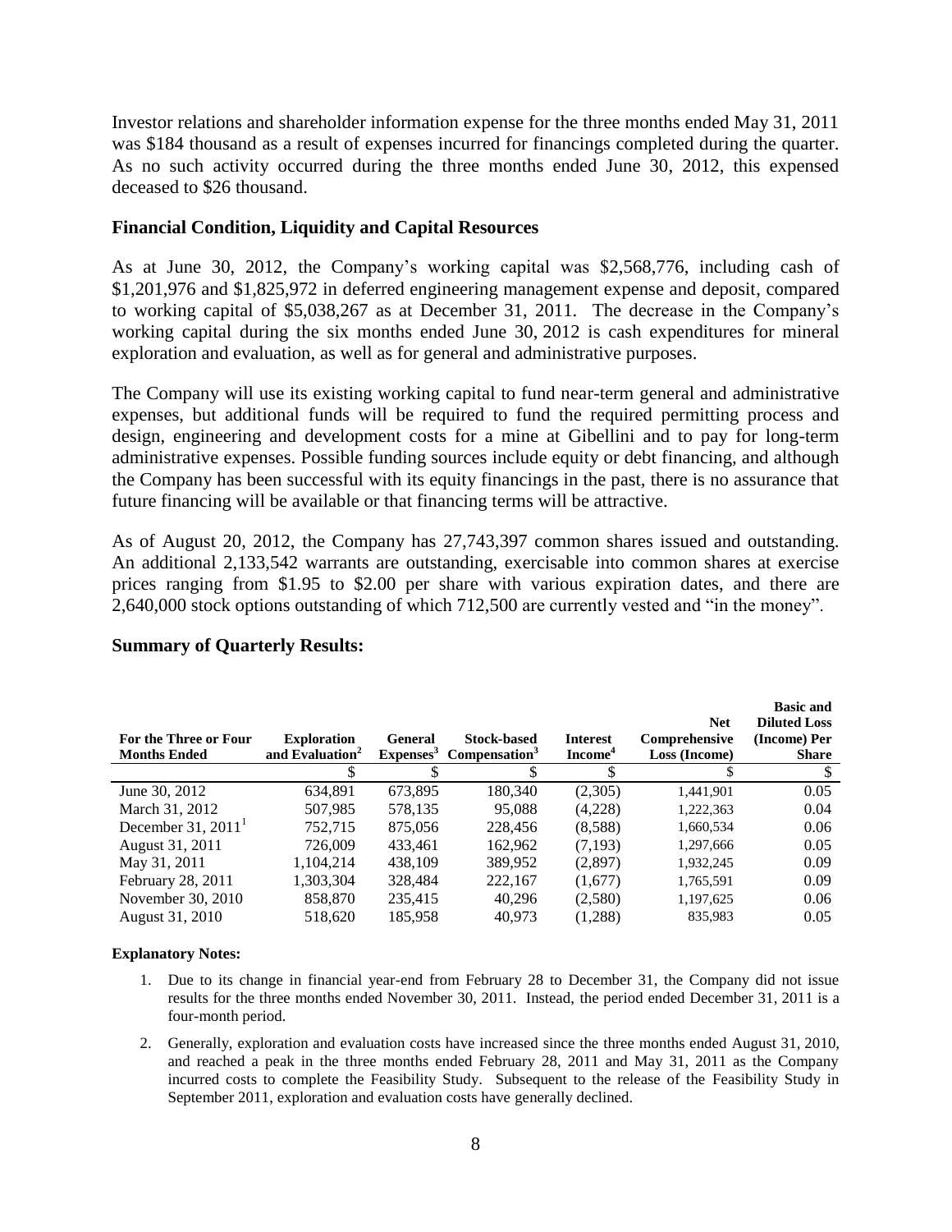Investor relations and shareholder information expense for the three months ended May 31, 2011 was $184 thousand as a result of expenses incurred for financings completed during the quarter. As no such activity occurred during the three months ended June 30, 2012, this expensed deceased to $26 thousand.

### Financial Condition, Liquidity and Capital Resources

As at June 30, 2012, the Company's working capital was $2,568,776, including cash of $1,201,976 and $1,825,972 in deferred engineering management expense and deposit, compared to working capital of $5,038,267 as at December 31, 2011. The decrease in the Company's working capital during the six months ended June 30, 2012 is cash expenditures for mineral exploration and evaluation, as well as for general and administrative purposes.

The Company will use its existing working capital to fund near-term general and administrative expenses, but additional funds will be required to fund the required permitting process and design, engineering and development costs for a mine at Gibellini and to pay for long-term administrative expenses. Possible funding sources include equity or debt financing, and although the Company has been successful with its equity financings in the past, there is no assurance that future financing will be available or that financing terms will be attractive.

As of August 20, 2012, the Company has 27,743,397 common shares issued and outstanding. An additional 2,133,542 warrants are outstanding, exercisable into common shares at exercise prices ranging from $1.95 to $2.00 per share with various expiration dates, and there are 2,640,000 stock options outstanding of which 712,500 are currently vested and "in the money".

### Summary of Quarterly Results:

| For the Three or Four Months Ended | Exploration and Evaluation[2] | General Expenses[3] | Stock-based Compensation[3] | Interest Income[4] | Net Comprehensive Loss (Income) | Basic and Diluted Loss (Income) Per Share |
|---|---|---|---|---|---|---|
| | $ | $ | $ | $ | $ | $ |
| June 30, 2012 | 634,891 | 673,895 | 180,340 | (2,305) | 1,441,901 | 0.05 |
| March 31, 2012 | 507,985 | 578,135 | 95,088 | (4,228) | 1,222,363 | 0.04 |
| December 31, 2011[1] | 752,715 | 875,056 | 228,456 | (8,588) | 1,660,534 | 0.06 |
| August 31, 2011 | 726,009 | 433,461 | 162,962 | (7,193) | 1,297,666 | 0.05 |
| May 31, 2011 | 1,104,214 | 438,109 | 389,952 | (2,897) | 1,932,245 | 0.09 |
| February 28, 2011 | 1,303,304 | 328,484 | 222,167 | (1,677) | 1,765,591 | 0.09 |
| November 30, 2010 | 858,870 | 235,415 | 40,296 | (2,580) | 1,197,625 | 0.06 |
| August 31, 2010 | 518,620 | 185,958 | 40,973 | (1,288) | 835,983 | 0.05 |

**Explanatory Notes:**

1. Due to its change in financial year-end from February 28 to December 31, the Company did not issue results for the three months ended November 30, 2011. Instead, the period ended December 31, 2011 is a four-month period.
2. Generally, exploration and evaluation costs have increased since the three months ended August 31, 2010, and reached a peak in the three months ended February 28, 2011 and May 31, 2011 as the Company incurred costs to complete the Feasibility Study. Subsequent to the release of the Feasibility Study in September 2011, exploration and evaluation costs have generally declined.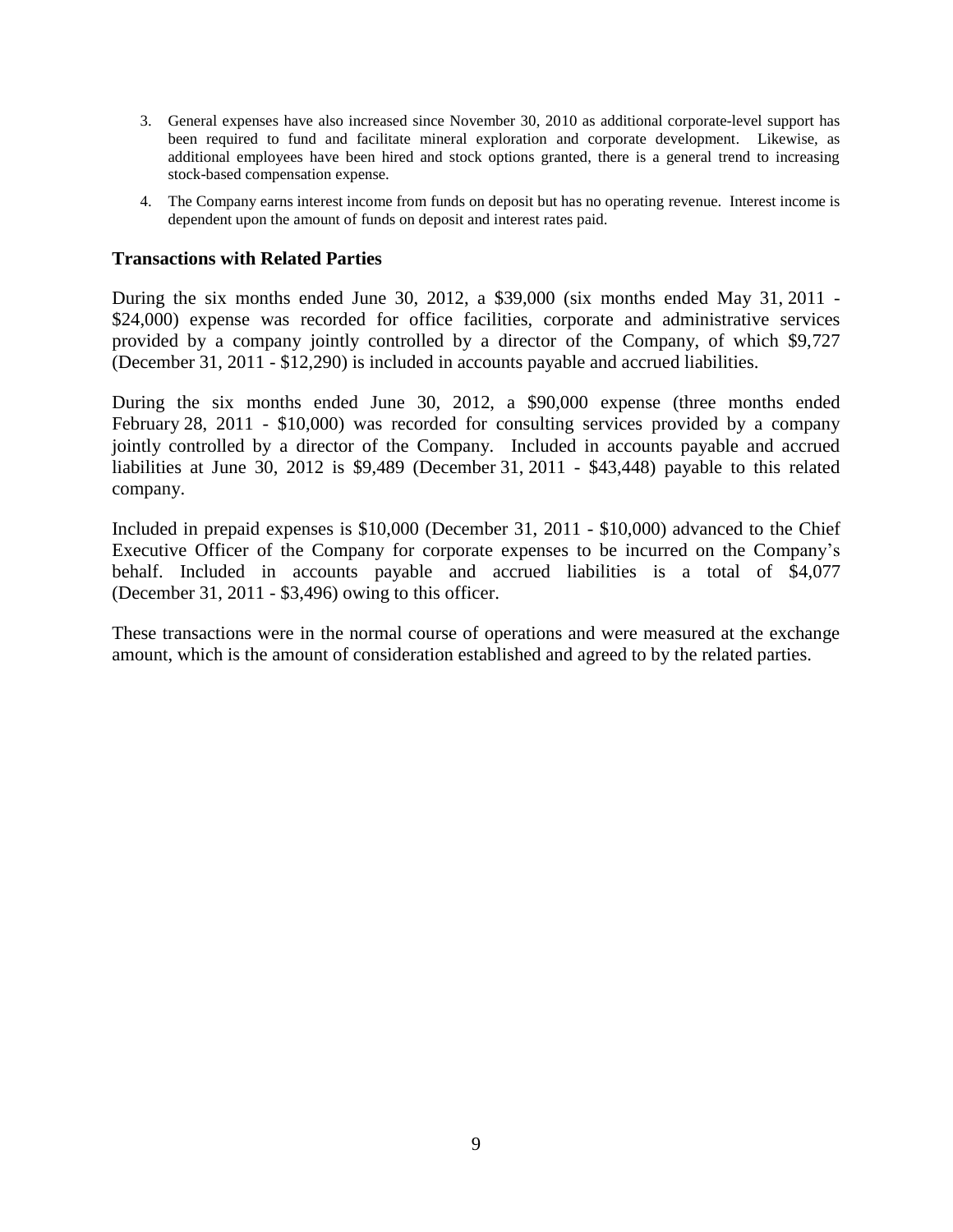3. General expenses have also increased since November 30, 2010 as additional corporate-level support has been required to fund and facilitate mineral exploration and corporate development. Likewise, as additional employees have been hired and stock options granted, there is a general trend to increasing stock-based compensation expense.
4. The Company earns interest income from funds on deposit but has no operating revenue. Interest income is dependent upon the amount of funds on deposit and interest rates paid.

### Transactions with Related Parties

During the six months ended June 30, 2012, a $39,000 (six months ended May 31, 2011 - $24,000) expense was recorded for office facilities, corporate and administrative services provided by a company jointly controlled by a director of the Company, of which $9,727 (December 31, 2011 - $12,290) is included in accounts payable and accrued liabilities.

During the six months ended June 30, 2012, a $90,000 expense (three months ended February 28, 2011 - $10,000) was recorded for consulting services provided by a company jointly controlled by a director of the Company. Included in accounts payable and accrued liabilities at June 30, 2012 is $9,489 (December 31, 2011 - $43,448) payable to this related company.

Included in prepaid expenses is $10,000 (December 31, 2011 - $10,000) advanced to the Chief Executive Officer of the Company for corporate expenses to be incurred on the Company's behalf. Included in accounts payable and accrued liabilities is a total of $4,077 (December 31, 2011 - $3,496) owing to this officer.

These transactions were in the normal course of operations and were measured at the exchange amount, which is the amount of consideration established and agreed to by the related parties.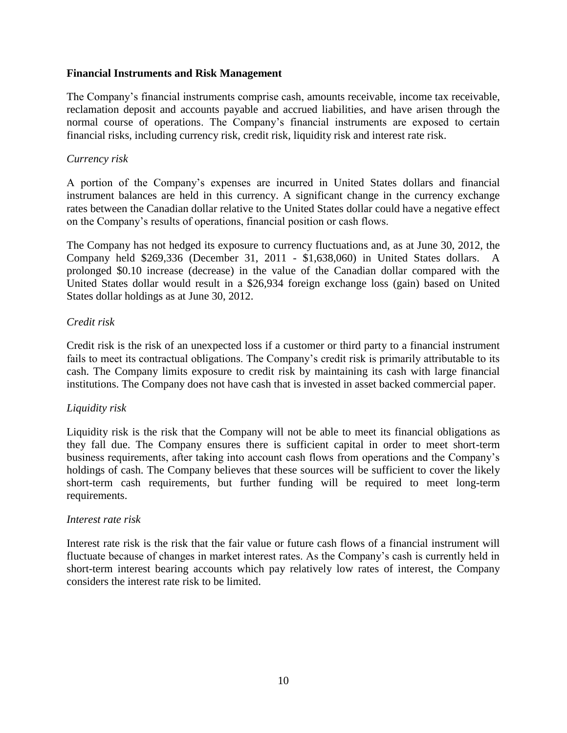**Financial Instruments and Risk Management**

The Company's financial instruments comprise cash, amounts receivable, income tax receivable, reclamation deposit and accounts payable and accrued liabilities, and have arisen through the normal course of operations. The Company's financial instruments are exposed to certain financial risks, including currency risk, credit risk, liquidity risk and interest rate risk.

*Currency risk*

A portion of the Company's expenses are incurred in United States dollars and financial instrument balances are held in this currency. A significant change in the currency exchange rates between the Canadian dollar relative to the United States dollar could have a negative effect on the Company's results of operations, financial position or cash flows.

The Company has not hedged its exposure to currency fluctuations and, as at June 30, 2012, the Company held $269,336 (December 31, 2011 - $1,638,060) in United States dollars. A prolonged $0.10 increase (decrease) in the value of the Canadian dollar compared with the United States dollar would result in a $26,934 foreign exchange loss (gain) based on United States dollar holdings as at June 30, 2012.

*Credit risk*

Credit risk is the risk of an unexpected loss if a customer or third party to a financial instrument fails to meet its contractual obligations. The Company's credit risk is primarily attributable to its cash. The Company limits exposure to credit risk by maintaining its cash with large financial institutions. The Company does not have cash that is invested in asset backed commercial paper.

*Liquidity risk*

Liquidity risk is the risk that the Company will not be able to meet its financial obligations as they fall due. The Company ensures there is sufficient capital in order to meet short-term business requirements, after taking into account cash flows from operations and the Company's holdings of cash. The Company believes that these sources will be sufficient to cover the likely short-term cash requirements, but further funding will be required to meet long-term requirements.

*Interest rate risk*

Interest rate risk is the risk that the fair value or future cash flows of a financial instrument will fluctuate because of changes in market interest rates. As the Company's cash is currently held in short-term interest bearing accounts which pay relatively low rates of interest, the Company considers the interest rate risk to be limited.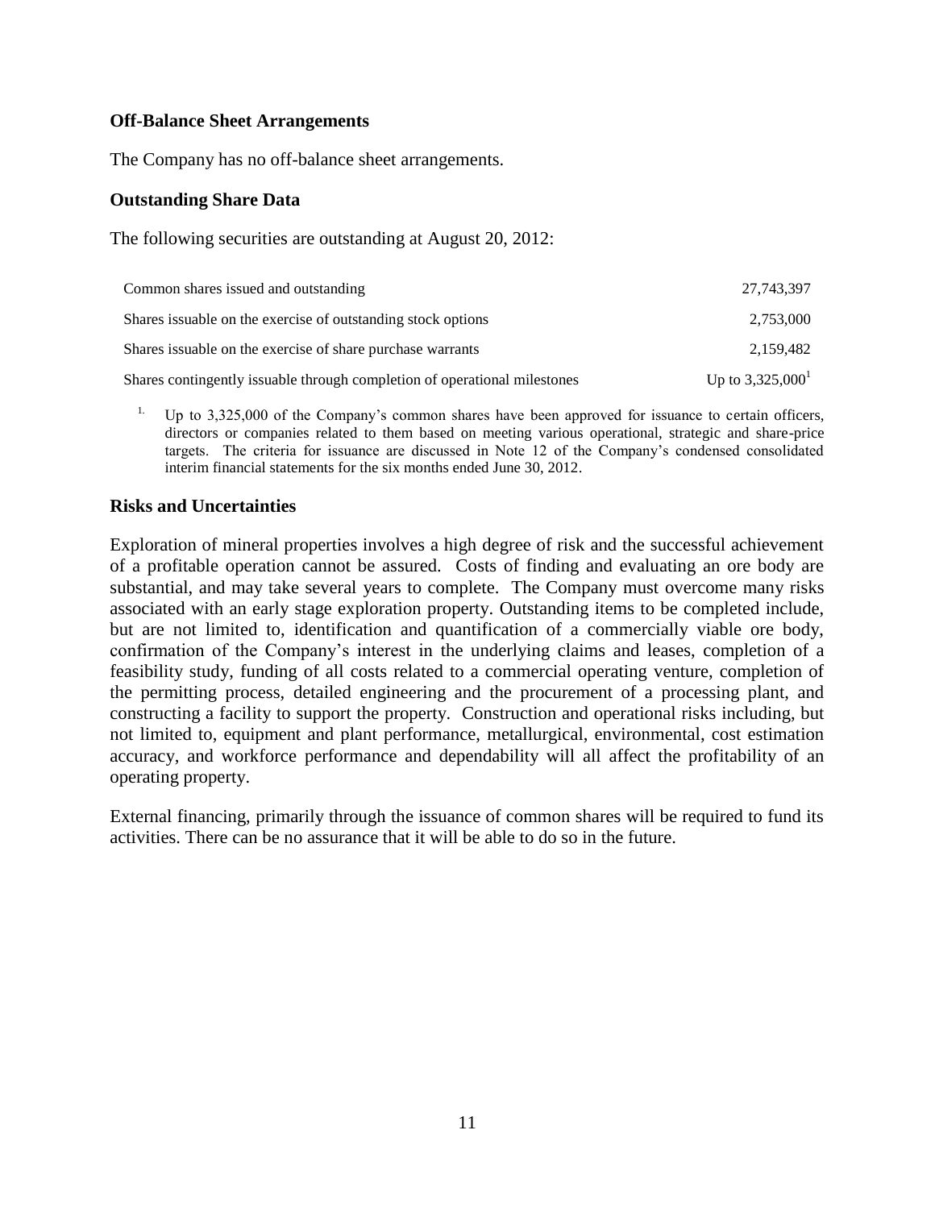### Off-Balance Sheet Arrangements

The Company has no off-balance sheet arrangements.

### Outstanding Share Data

The following securities are outstanding at August 20, 2012:

| | |
|---|---|
| Common shares issued and outstanding | 27,743,397 |
| Shares issuable on the exercise of outstanding stock options | 2,753,000 |
| Shares issuable on the exercise of share purchase warrants | 2,159,482 |
| Shares contingently issuable through completion of operational milestones | Up to 3,325,000[1] |

1. Up to 3,325,000 of the Company's common shares have been approved for issuance to certain officers, directors or companies related to them based on meeting various operational, strategic and share-price targets. The criteria for issuance are discussed in Note 12 of the Company's condensed consolidated interim financial statements for the six months ended June 30, 2012.

### Risks and Uncertainties

Exploration of mineral properties involves a high degree of risk and the successful achievement of a profitable operation cannot be assured. Costs of finding and evaluating an ore body are substantial, and may take several years to complete. The Company must overcome many risks associated with an early stage exploration property. Outstanding items to be completed include, but are not limited to, identification and quantification of a commercially viable ore body, confirmation of the Company's interest in the underlying claims and leases, completion of a feasibility study, funding of all costs related to a commercial operating venture, completion of the permitting process, detailed engineering and the procurement of a processing plant, and constructing a facility to support the property. Construction and operational risks including, but not limited to, equipment and plant performance, metallurgical, environmental, cost estimation accuracy, and workforce performance and dependability will all affect the profitability of an operating property.

External financing, primarily through the issuance of common shares will be required to fund its activities. There can be no assurance that it will be able to do so in the future.